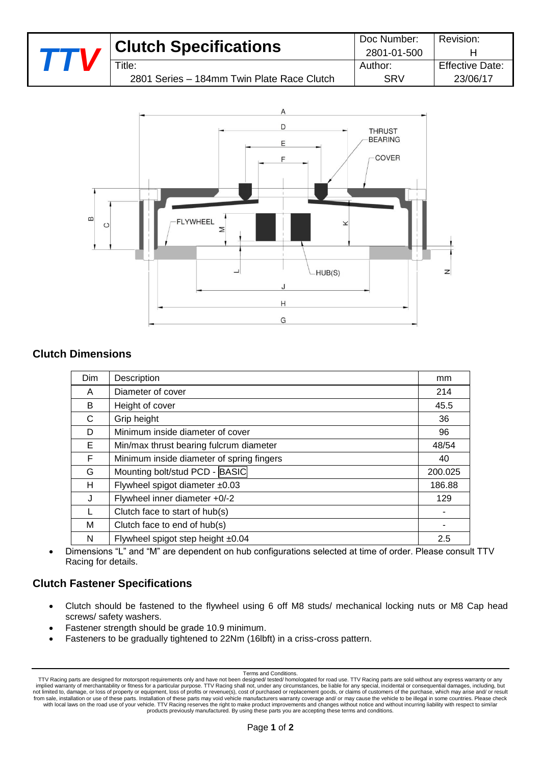| TTV | Clutch Specifications | Doc Number: 2801-01-500 | Revision: H |
|---|---|---|---|
| | Title: 2801 Series – 184mm Twin Plate Race Clutch | Author: SRV | Effective Date: 23/06/17 |

## Clutch Dimensions

| Dim | Description | mm |
|---|---|---|
| A | Diameter of cover | 214 |
| B | Height of cover | 45.5 |
| C | Grip height | 36 |
| D | Minimum inside diameter of cover | 96 |
| E | Min/max thrust bearing fulcrum diameter | 48/54 |
| F | Minimum inside diameter of spring fingers | 40 |
| G | Mounting bolt/stud PCD - BASIC | 200.025 |
| H | Flywheel spigot diameter ±0.03 | 186.88 |
| J | Flywheel inner diameter +0/-2 | 129 |
| L | Clutch face to start of hub(s) | - |
| M | Clutch face to end of hub(s) | - |
| N | Flywheel spigot step height ±0.04 | 2.5 |

- Dimensions “L” and “M” are dependent on hub configurations selected at time of order. Please consult TTV Racing for details.

## Clutch Fastener Specifications

- Clutch should be fastened to the flywheel using 6 off M8 studs/ mechanical locking nuts or M8 Cap head screws/ safety washers.
- Fastener strength should be grade 10.9 minimum.
- Fasteners to be gradually tightened to 22Nm (16lbft) in a criss-cross pattern.

Terms and Conditions.
TTV Racing parts are designed for motorsport requirements only and have not been designed/ tested/ homologated for road use. TTV Racing parts are sold without any express warranty or any implied warranty of merchantability or fitness for a particular purpose. TTV Racing shall not, under any circumstances, be liable for any special, incidental or consequential damages, including, but not limited to, damage, or loss of property or equipment, loss of profits or revenue(s), cost of purchased or replacement goods, or claims of customers of the purchase, which may arise and/ or result from sale, installation or use of these parts. Installation of these parts may void vehicle manufacturers warranty coverage and/ or may cause the vehicle to be illegal in some countries. Please check with local laws on the road use of your vehicle. TTV Racing reserves the right to make product improvements and changes without notice and without incurring liability with respect to similar products previously manufactured. By using these parts you are accepting these terms and conditions.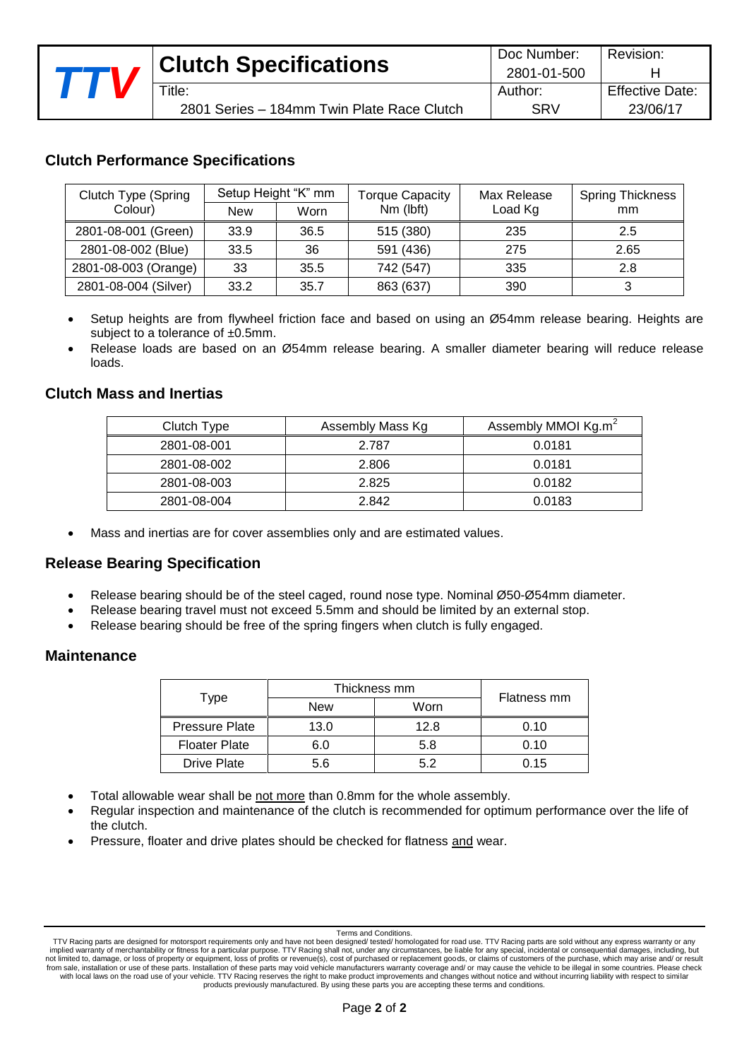| TTV | Clutch Specifications | Doc Number: 2801-01-500 | Revision: H |
|---|---|---|---|
| | Title: 2801 Series – 184mm Twin Plate Race Clutch | Author: SRV | Effective Date: 23/06/17 |

## Clutch Performance Specifications

| Clutch Type (Spring Colour) | Setup Height "K" mm | | Torque Capacity Nm (lbft) | Max Release Load Kg | Spring Thickness mm |
|---|---|---|---|---|---|
| | New | Worn | | | |
| 2801-08-001 (Green) | 33.9 | 36.5 | 515 (380) | 235 | 2.5 |
| 2801-08-002 (Blue) | 33.5 | 36 | 591 (436) | 275 | 2.65 |
| 2801-08-003 (Orange) | 33 | 35.5 | 742 (547) | 335 | 2.8 |
| 2801-08-004 (Silver) | 33.2 | 35.7 | 863 (637) | 390 | 3 |

- Setup heights are from flywheel friction face and based on using an Ø54mm release bearing. Heights are subject to a tolerance of ±0.5mm.
- Release loads are based on an Ø54mm release bearing. A smaller diameter bearing will reduce release loads.

## Clutch Mass and Inertias

| Clutch Type | Assembly Mass Kg | Assembly MMOI $Kg.m^2$ |
|---|---|---|
| 2801-08-001 | 2.787 | 0.0181 |
| 2801-08-002 | 2.806 | 0.0181 |
| 2801-08-003 | 2.825 | 0.0182 |
| 2801-08-004 | 2.842 | 0.0183 |

- Mass and inertias are for cover assemblies only and are estimated values.

## Release Bearing Specification

- Release bearing should be of the steel caged, round nose type. Nominal Ø50-Ø54mm diameter.
- Release bearing travel must not exceed 5.5mm and should be limited by an external stop.
- Release bearing should be free of the spring fingers when clutch is fully engaged.

## Maintenance

| Type | Thickness mm | | Flatness mm |
|---|---|---|---|
| | New | Worn | |
| Pressure Plate | 13.0 | 12.8 | 0.10 |
| Floater Plate | 6.0 | 5.8 | 0.10 |
| Drive Plate | 5.6 | 5.2 | 0.15 |

- Total allowable wear shall be not more than 0.8mm for the whole assembly.
- Regular inspection and maintenance of the clutch is recommended for optimum performance over the life of the clutch.
- Pressure, floater and drive plates should be checked for flatness and wear.

Terms and Conditions.

TTV Racing parts are designed for motorsport requirements only and have not been designed/ tested/ homologated for road use. TTV Racing parts are sold without any express warranty or any implied warranty of merchantability or fitness for a particular purpose. TTV Racing shall not, under any circumstances, be liable for any special, incidental or consequential damages, including, but not limited to, damage, or loss of property or equipment, loss of profits or revenue(s), cost of purchased or replacement goods, or claims of customers of the purchase, which may arise and/ or result from sale, installation or use of these parts. Installation of these parts may void vehicle manufacturers warranty coverage and/ or may cause the vehicle to be illegal in some countries. Please check with local laws on the road use of your vehicle. TTV Racing reserves the right to make product improvements and changes without notice and without incurring liability with respect to similar products previously manufactured. By using these parts you are accepting these terms and conditions.